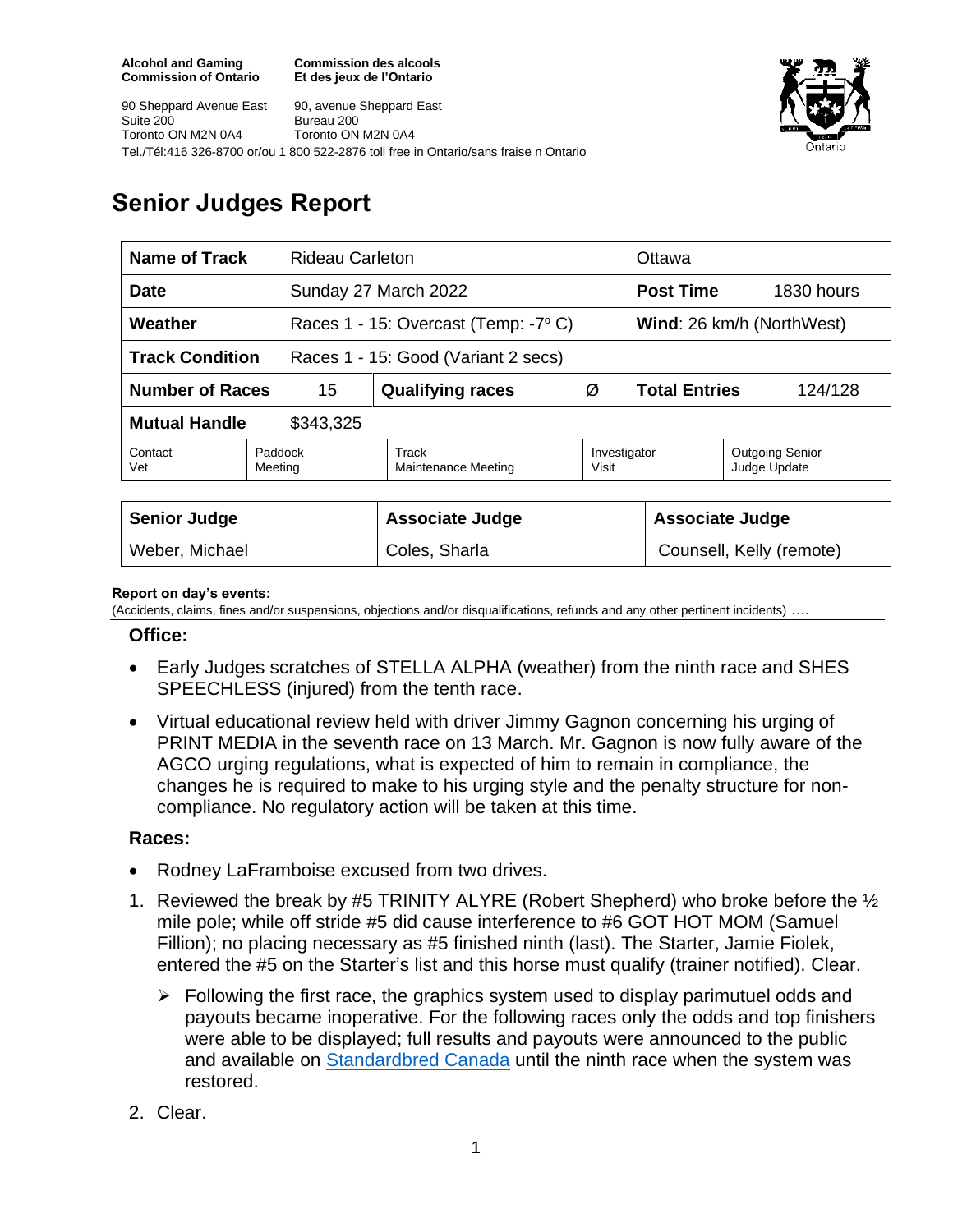**Alcohol and Gaming Commission of Ontario**
**Commission des alcools Et des jeux de l'Ontario**

90 Sheppard Avenue East
Suite 200
Toronto ON M2N 0A4

90, avenue Sheppard East
Bureau 200
Toronto ON M2N 0A4

Tel./Tél:416 326-8700 or/ou 1 800 522-2876 toll free in Ontario/sans fraise n Ontario

# Senior Judges Report

| **Name of Track** | Rideau Carleton | | | Ottawa | |
|---|---|---|---|---|---|
| **Date** | Sunday 27 March 2022 | | | **Post Time** | 1830 hours |
| **Weather** | Races 1 - 15: Overcast (Temp: -7º C) | | | **Wind**: 26 km/h (NorthWest) | |
| **Track Condition** | Races 1 - 15: Good (Variant 2 secs) | | | | |
| **Number of Races** | 15 | **Qualifying races** | Ø | **Total Entries** | 124/128 |
| **Mutual Handle** | $343,325 | | | | |
| Contact Vet | Paddock Meeting | Track Maintenance Meeting | Investigator Visit | Outgoing Senior Judge Update | |

| **Senior Judge** | **Associate Judge** | **Associate Judge** |
|---|---|---|
| Weber, Michael | Coles, Sharla | Counsell, Kelly (remote) |

**Report on day's events:**
(Accidents, claims, fines and/or suspensions, objections and/or disqualifications, refunds and any other pertinent incidents) ….

### Office:

- Early Judges scratches of STELLA ALPHA (weather) from the ninth race and SHES SPEECHLESS (injured) from the tenth race.
- Virtual educational review held with driver Jimmy Gagnon concerning his urging of PRINT MEDIA in the seventh race on 13 March. Mr. Gagnon is now fully aware of the AGCO urging regulations, what is expected of him to remain in compliance, the changes he is required to make to his urging style and the penalty structure for non-compliance. No regulatory action will be taken at this time.

### Races:

- Rodney LaFramboise excused from two drives.

1. Reviewed the break by #5 TRINITY ALYRE (Robert Shepherd) who broke before the ½ mile pole; while off stride #5 did cause interference to #6 GOT HOT MOM (Samuel Fillion); no placing necessary as #5 finished ninth (last). The Starter, Jamie Fiolek, entered the #5 on the Starter's list and this horse must qualify (trainer notified). Clear.
   - Following the first race, the graphics system used to display parimutuel odds and payouts became inoperative. For the following races only the odds and top finishers were able to be displayed; full results and payouts were announced to the public and available on Standardbred Canada until the ninth race when the system was restored.
2. Clear.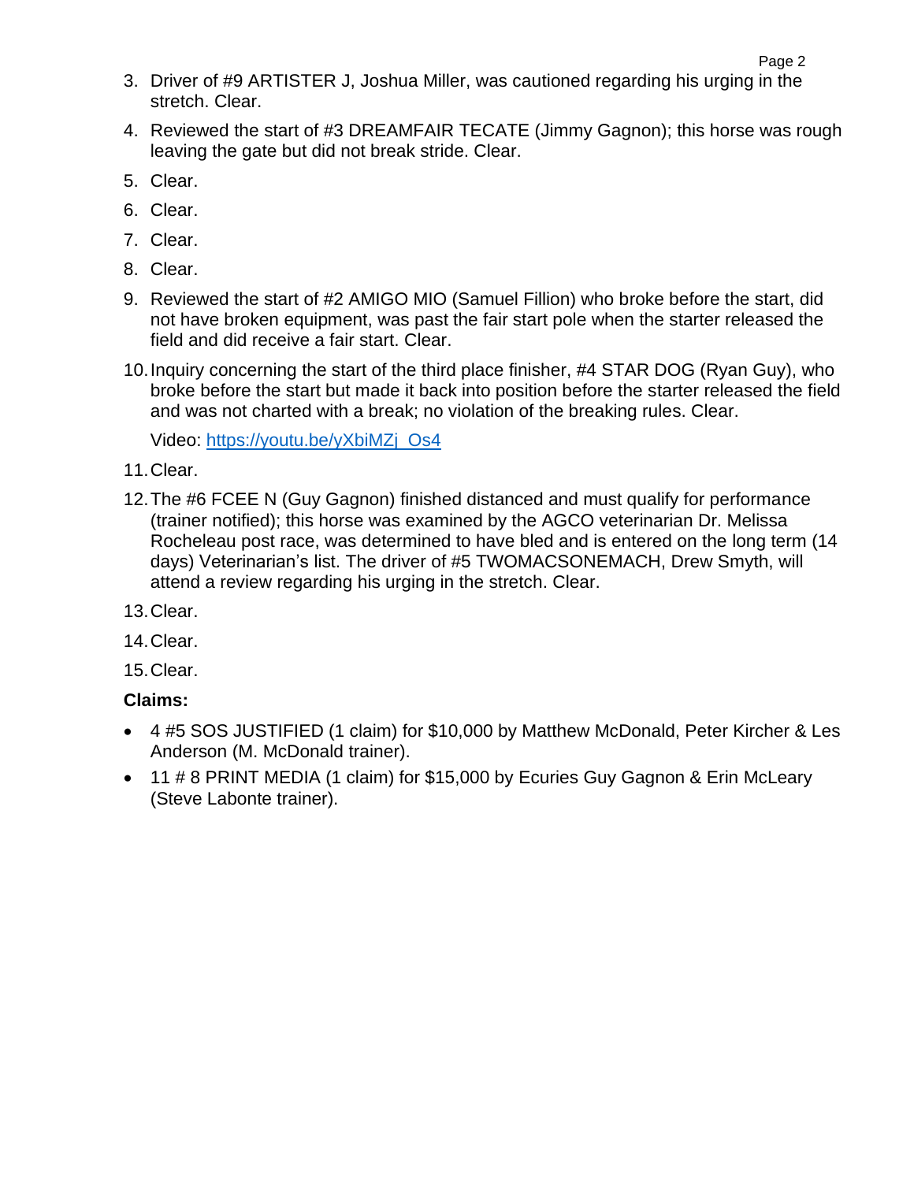3. Driver of #9 ARTISTER J, Joshua Miller, was cautioned regarding his urging in the stretch. Clear.
4. Reviewed the start of #3 DREAMFAIR TECATE (Jimmy Gagnon); this horse was rough leaving the gate but did not break stride. Clear.
5. Clear.
6. Clear.
7. Clear.
8. Clear.
9. Reviewed the start of #2 AMIGO MIO (Samuel Fillion) who broke before the start, did not have broken equipment, was past the fair start pole when the starter released the field and did receive a fair start. Clear.
10. Inquiry concerning the start of the third place finisher, #4 STAR DOG (Ryan Guy), who broke before the start but made it back into position before the starter released the field and was not charted with a break; no violation of the breaking rules. Clear.

    Video: [https://youtu.be/yXbiMZj_Os4](https://youtu.be/yXbiMZj_Os4)

11. Clear.
12. The #6 FCEE N (Guy Gagnon) finished distanced and must qualify for performance (trainer notified); this horse was examined by the AGCO veterinarian Dr. Melissa Rocheleau post race, was determined to have bled and is entered on the long term (14 days) Veterinarian's list. The driver of #5 TWOMACSONEMACH, Drew Smyth, will attend a review regarding his urging in the stretch. Clear.
13. Clear.
14. Clear.
15. Clear.

**Claims:**

- 4 #5 SOS JUSTIFIED (1 claim) for $10,000 by Matthew McDonald, Peter Kircher & Les Anderson (M. McDonald trainer).
- 11 # 8 PRINT MEDIA (1 claim) for $15,000 by Ecuries Guy Gagnon & Erin McLeary (Steve Labonte trainer).